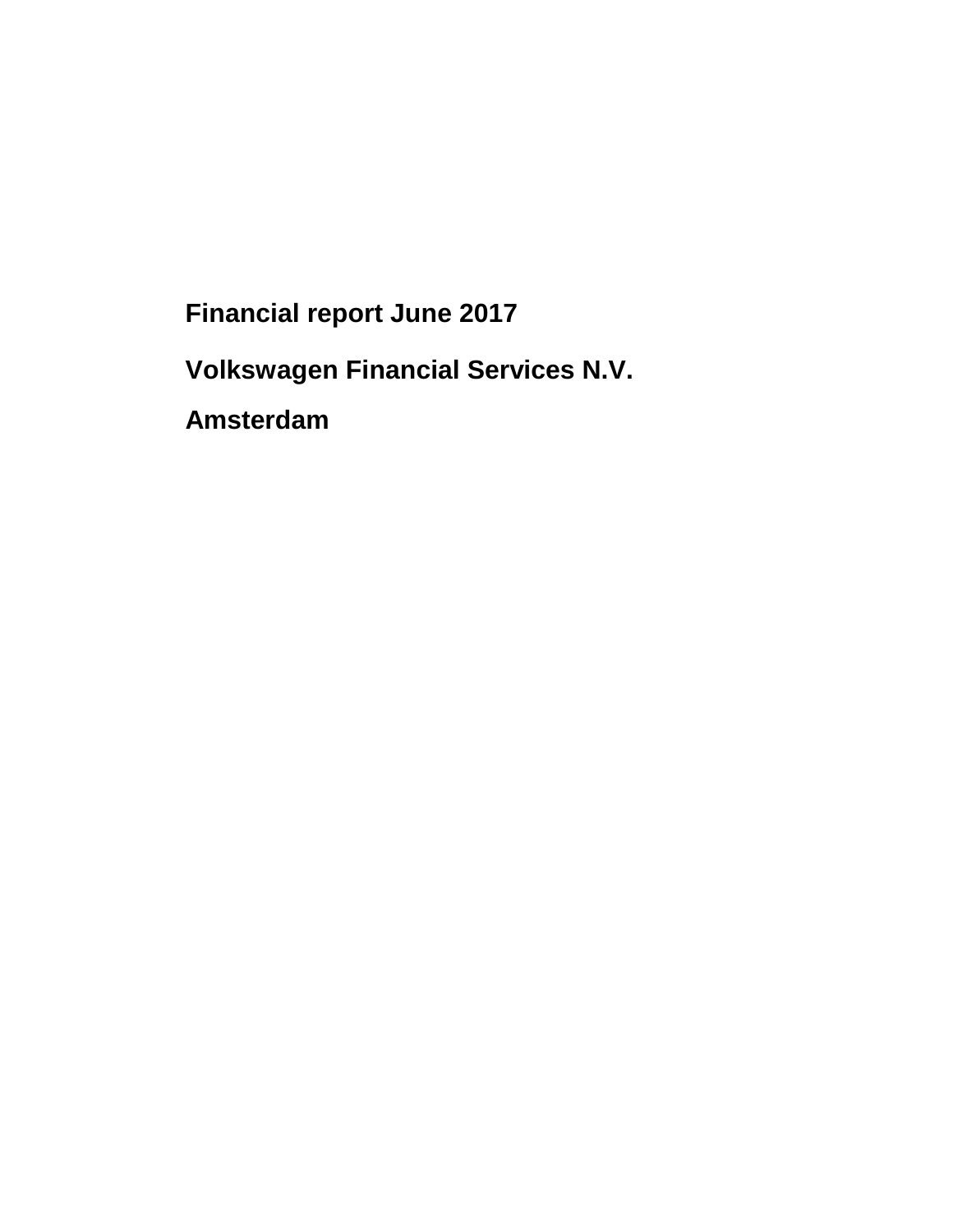# Financial report June 2017

## Volkswagen Financial Services N.V.

## Amsterdam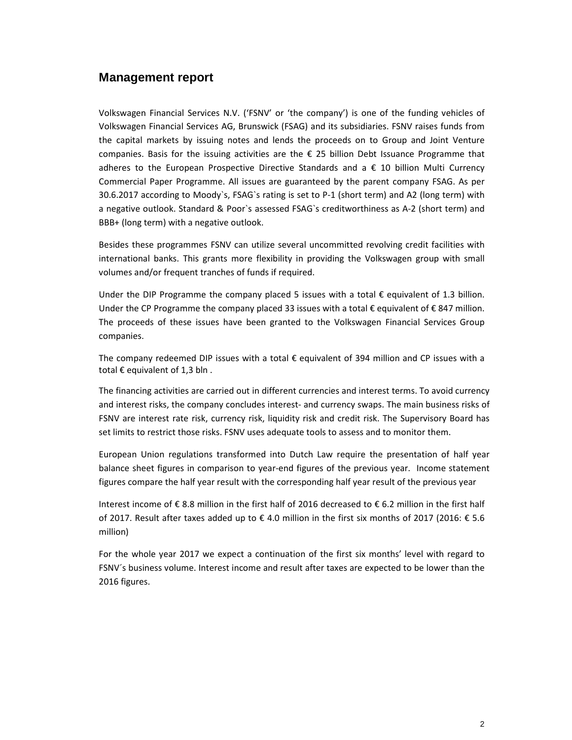## Management report

Volkswagen Financial Services N.V. ('FSNV' or 'the company') is one of the funding vehicles of Volkswagen Financial Services AG, Brunswick (FSAG) and its subsidiaries. FSNV raises funds from the capital markets by issuing notes and lends the proceeds on to Group and Joint Venture companies. Basis for the issuing activities are the € 25 billion Debt Issuance Programme that adheres to the European Prospective Directive Standards and a € 10 billion Multi Currency Commercial Paper Programme. All issues are guaranteed by the parent company FSAG. As per 30.6.2017 according to Moody`s, FSAG`s rating is set to P-1 (short term) and A2 (long term) with a negative outlook. Standard & Poor`s assessed FSAG`s creditworthiness as A-2 (short term) and BBB+ (long term) with a negative outlook.

Besides these programmes FSNV can utilize several uncommitted revolving credit facilities with international banks. This grants more flexibility in providing the Volkswagen group with small volumes and/or frequent tranches of funds if required.

Under the DIP Programme the company placed 5 issues with a total € equivalent of 1.3 billion. Under the CP Programme the company placed 33 issues with a total € equivalent of € 847 million. The proceeds of these issues have been granted to the Volkswagen Financial Services Group companies.

The company redeemed DIP issues with a total € equivalent of 394 million and CP issues with a total € equivalent of 1,3 bln .

The financing activities are carried out in different currencies and interest terms. To avoid currency and interest risks, the company concludes interest- and currency swaps. The main business risks of FSNV are interest rate risk, currency risk, liquidity risk and credit risk. The Supervisory Board has set limits to restrict those risks. FSNV uses adequate tools to assess and to monitor them.

European Union regulations transformed into Dutch Law require the presentation of half year balance sheet figures in comparison to year-end figures of the previous year. Income statement figures compare the half year result with the corresponding half year result of the previous year

Interest income of € 8.8 million in the first half of 2016 decreased to € 6.2 million in the first half of 2017. Result after taxes added up to € 4.0 million in the first six months of 2017 (2016: € 5.6 million)

For the whole year 2017 we expect a continuation of the first six months' level with regard to FSNV´s business volume. Interest income and result after taxes are expected to be lower than the 2016 figures.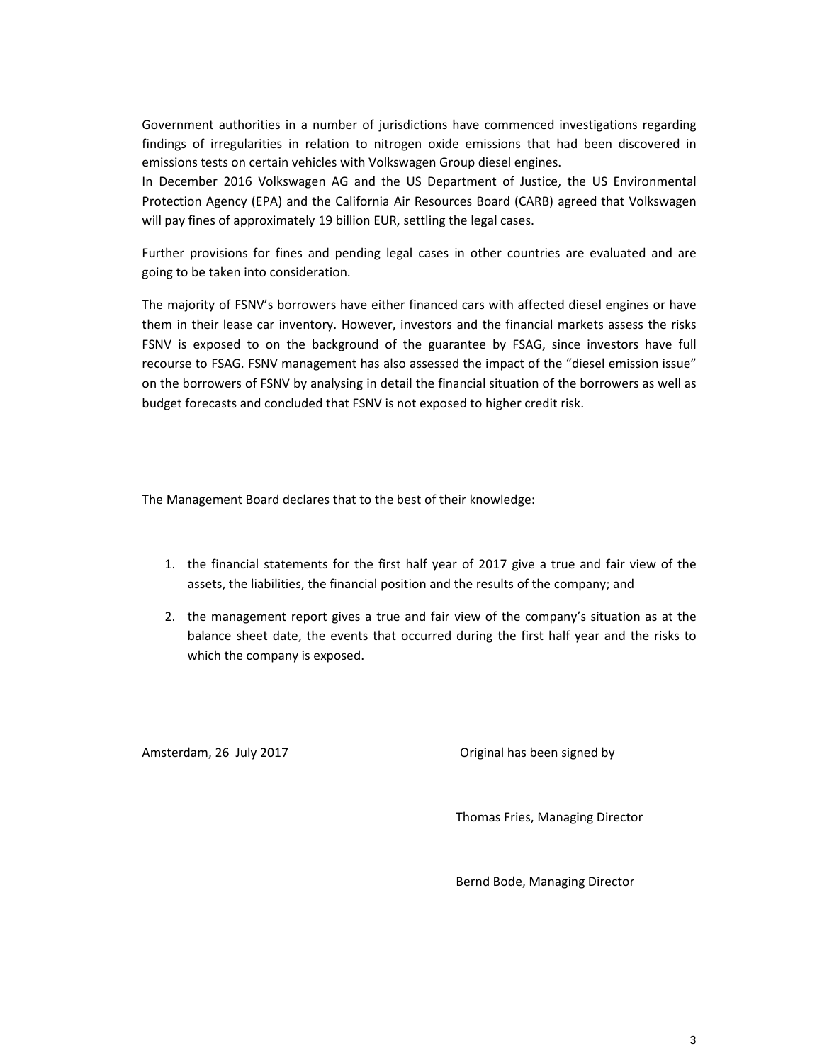Government authorities in a number of jurisdictions have commenced investigations regarding findings of irregularities in relation to nitrogen oxide emissions that had been discovered in emissions tests on certain vehicles with Volkswagen Group diesel engines.

In December 2016 Volkswagen AG and the US Department of Justice, the US Environmental Protection Agency (EPA) and the California Air Resources Board (CARB) agreed that Volkswagen will pay fines of approximately 19 billion EUR, settling the legal cases.

Further provisions for fines and pending legal cases in other countries are evaluated and are going to be taken into consideration.

The majority of FSNV's borrowers have either financed cars with affected diesel engines or have them in their lease car inventory. However, investors and the financial markets assess the risks FSNV is exposed to on the background of the guarantee by FSAG, since investors have full recourse to FSAG. FSNV management has also assessed the impact of the "diesel emission issue" on the borrowers of FSNV by analysing in detail the financial situation of the borrowers as well as budget forecasts and concluded that FSNV is not exposed to higher credit risk.

The Management Board declares that to the best of their knowledge:

1. the financial statements for the first half year of 2017 give a true and fair view of the assets, the liabilities, the financial position and the results of the company; and
2. the management report gives a true and fair view of the company's situation as at the balance sheet date, the events that occurred during the first half year and the risks to which the company is exposed.

Amsterdam, 26 July 2017

Original has been signed by

Thomas Fries, Managing Director

Bernd Bode, Managing Director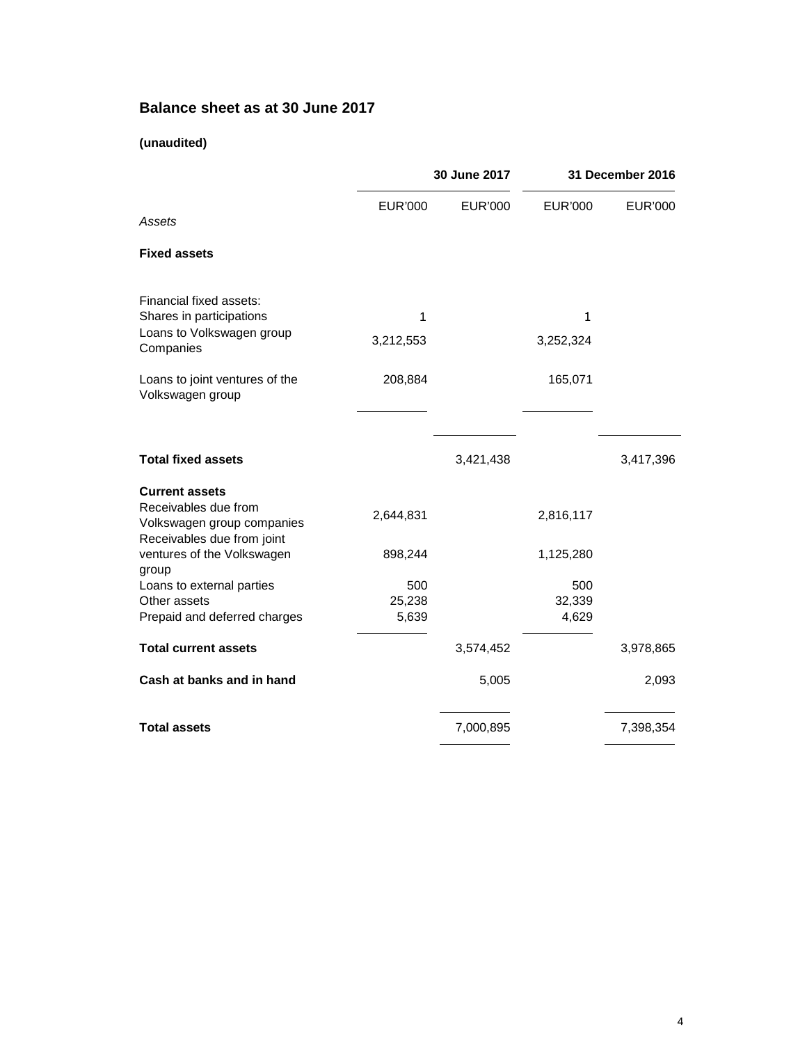## Balance sheet as at 30 June 2017

**(unaudited)**

| | 30 June 2017 | | 31 December 2016 | |
|---|---|---|---|---|
| | EUR'000 | EUR'000 | EUR'000 | EUR'000 |
| *Assets* | | | | |
| **Fixed assets** | | | | |
| Financial fixed assets: | | | | |
| Shares in participations | 1 | | 1 | |
| Loans to Volkswagen group Companies | 3,212,553 | | 3,252,324 | |
| Loans to joint ventures of the Volkswagen group | 208,884 | | 165,071 | |
| **Total fixed assets** | | 3,421,438 | | 3,417,396 |
| **Current assets** | | | | |
| Receivables due from Volkswagen group companies | 2,644,831 | | 2,816,117 | |
| Receivables due from joint ventures of the Volkswagen group | 898,244 | | 1,125,280 | |
| Loans to external parties | 500 | | 500 | |
| Other assets | 25,238 | | 32,339 | |
| Prepaid and deferred charges | 5,639 | | 4,629 | |
| **Total current assets** | | 3,574,452 | | 3,978,865 |
| **Cash at banks and in hand** | | 5,005 | | 2,093 |
| **Total assets** | | 7,000,895 | | 7,398,354 |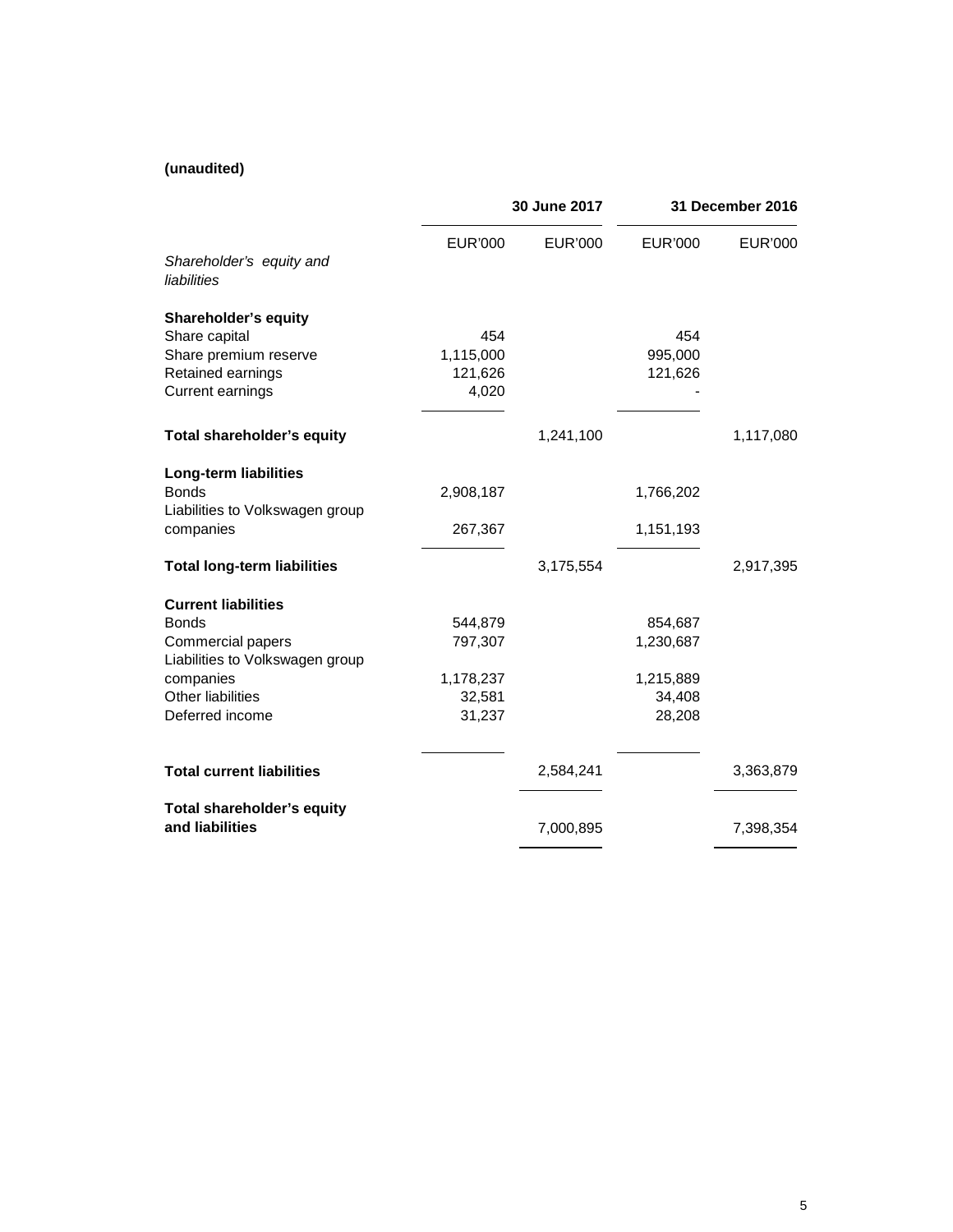**(unaudited)**

| | 30 June 2017 | | 31 December 2016 | |
|---|---|---|---|---|
| | EUR'000 | EUR'000 | EUR'000 | EUR'000 |
| *Shareholder's equity and liabilities* | | | | |
| **Shareholder's equity** | | | | |
| Share capital | 454 | | 454 | |
| Share premium reserve | 1,115,000 | | 995,000 | |
| Retained earnings | 121,626 | | 121,626 | |
| Current earnings | 4,020 | | - | |
| **Total shareholder's equity** | | 1,241,100 | | 1,117,080 |
| **Long-term liabilities** | | | | |
| Bonds | 2,908,187 | | 1,766,202 | |
| Liabilities to Volkswagen group companies | 267,367 | | 1,151,193 | |
| **Total long-term liabilities** | | 3,175,554 | | 2,917,395 |
| **Current liabilities** | | | | |
| Bonds | 544,879 | | 854,687 | |
| Commercial papers | 797,307 | | 1,230,687 | |
| Liabilities to Volkswagen group companies | 1,178,237 | | 1,215,889 | |
| Other liabilities | 32,581 | | 34,408 | |
| Deferred income | 31,237 | | 28,208 | |
| **Total current liabilities** | | 2,584,241 | | 3,363,879 |
| **Total shareholder's equity and liabilities** | | 7,000,895 | | 7,398,354 |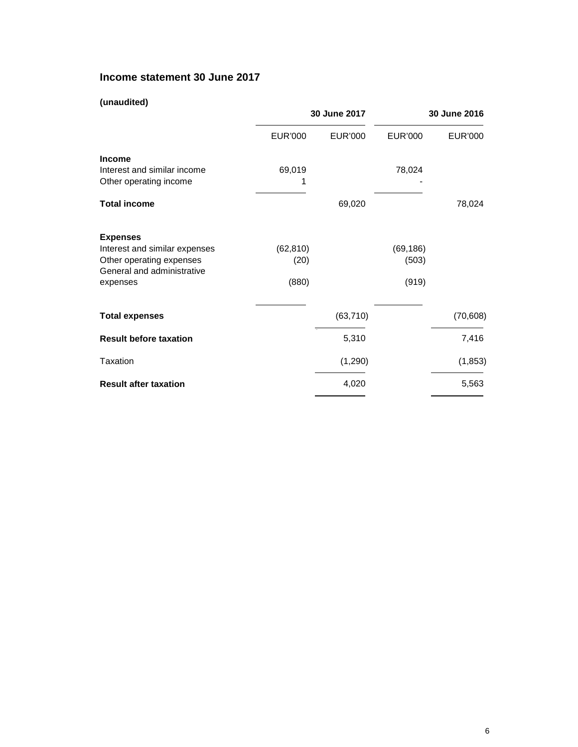## Income statement 30 June 2017

**(unaudited)**

| | 30 June 2017 | | 30 June 2016 | |
|---|---|---|---|---|
| | EUR'000 | EUR'000 | EUR'000 | EUR'000 |
| **Income** | | | | |
| Interest and similar income | 69,019 | | 78,024 | |
| Other operating income | 1 | | - | |
| **Total income** | | 69,020 | | 78,024 |
| **Expenses** | | | | |
| Interest and similar expenses | (62,810) | | (69,186) | |
| Other operating expenses | (20) | | (503) | |
| General and administrative expenses | (880) | | (919) | |
| **Total expenses** | | (63,710) | | (70,608) |
| **Result before taxation** | | 5,310 | | 7,416 |
| Taxation | | (1,290) | | (1,853) |
| **Result after taxation** | | 4,020 | | 5,563 |